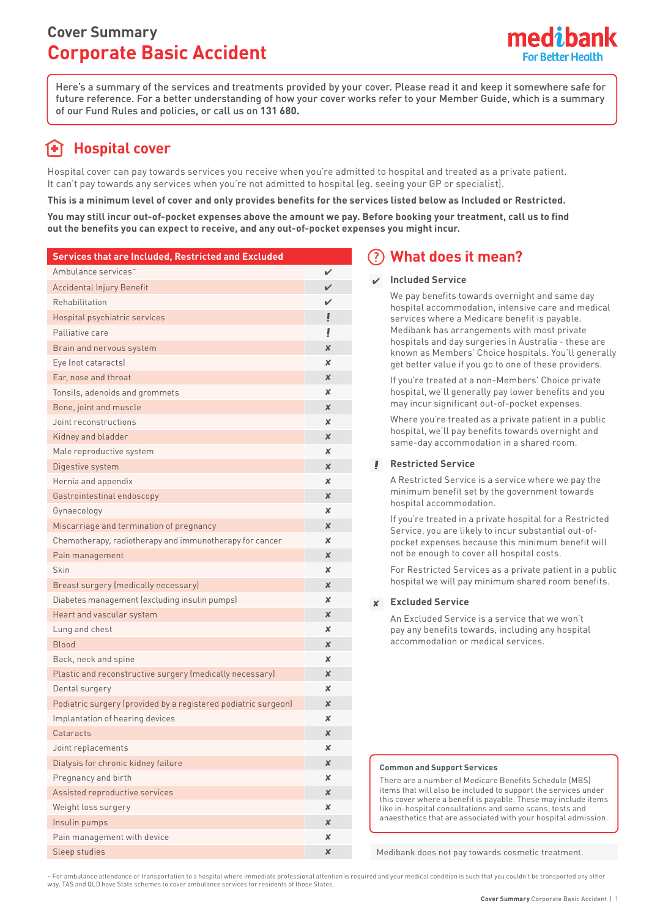# Cover Summary
# Corporate Basic Accident

medibank
For Better Health

Here's a summary of the services and treatments provided by your cover. Please read it and keep it somewhere safe for future reference. For a better understanding of how your cover works refer to your Member Guide, which is a summary of our Fund Rules and policies, or call us on **131 680.**

## Hospital cover

Hospital cover can pay towards services you receive when you're admitted to hospital and treated as a private patient. It can't pay towards any services when you're not admitted to hospital (eg. seeing your GP or specialist).

**This is a minimum level of cover and only provides benefits for the services listed below as Included or Restricted.**

**You may still incur out-of-pocket expenses above the amount we pay. Before booking your treatment, call us to find out the benefits you can expect to receive, and any out-of-pocket expenses you might incur.**

| Services that are Included, Restricted and Excluded | |
|---|---|
| Ambulance services~ | ✔ |
| Accidental Injury Benefit | ✔ |
| Rehabilitation | ✔ |
| Hospital psychiatric services | ! |
| Palliative care | ! |
| Brain and nervous system | ✘ |
| Eye (not cataracts) | ✘ |
| Ear, nose and throat | ✘ |
| Tonsils, adenoids and grommets | ✘ |
| Bone, joint and muscle | ✘ |
| Joint reconstructions | ✘ |
| Kidney and bladder | ✘ |
| Male reproductive system | ✘ |
| Digestive system | ✘ |
| Hernia and appendix | ✘ |
| Gastrointestinal endoscopy | ✘ |
| Gynaecology | ✘ |
| Miscarriage and termination of pregnancy | ✘ |
| Chemotherapy, radiotherapy and immunotherapy for cancer | ✘ |
| Pain management | ✘ |
| Skin | ✘ |
| Breast surgery (medically necessary) | ✘ |
| Diabetes management (excluding insulin pumps) | ✘ |
| Heart and vascular system | ✘ |
| Lung and chest | ✘ |
| Blood | ✘ |
| Back, neck and spine | ✘ |
| Plastic and reconstructive surgery (medically necessary) | ✘ |
| Dental surgery | ✘ |
| Podiatric surgery (provided by a registered podiatric surgeon) | ✘ |
| Implantation of hearing devices | ✘ |
| Cataracts | ✘ |
| Joint replacements | ✘ |
| Dialysis for chronic kidney failure | ✘ |
| Pregnancy and birth | ✘ |
| Assisted reproductive services | ✘ |
| Weight loss surgery | ✘ |
| Insulin pumps | ✘ |
| Pain management with device | ✘ |
| Sleep studies | ✘ |

## What does it mean?

### ✔ Included Service

We pay benefits towards overnight and same day hospital accommodation, intensive care and medical services where a Medicare benefit is payable. Medibank has arrangements with most private hospitals and day surgeries in Australia - these are known as Members' Choice hospitals. You'll generally get better value if you go to one of these providers.

If you're treated at a non-Members' Choice private hospital, we'll generally pay lower benefits and you may incur significant out-of-pocket expenses.

Where you're treated as a private patient in a public hospital, we'll pay benefits towards overnight and same-day accommodation in a shared room.

### ! Restricted Service

A Restricted Service is a service where we pay the minimum benefit set by the government towards hospital accommodation.

If you're treated in a private hospital for a Restricted Service, you are likely to incur substantial out-of-pocket expenses because this minimum benefit will not be enough to cover all hospital costs.

For Restricted Services as a private patient in a public hospital we will pay minimum shared room benefits.

### ✘ Excluded Service

An Excluded Service is a service that we won't pay any benefits towards, including any hospital accommodation or medical services.

**Common and Support Services**

There are a number of Medicare Benefits Schedule (MBS) items that will also be included to support the services under this cover where a benefit is payable. These may include items like in-hospital consultations and some scans, tests and anaesthetics that are associated with your hospital admission.

Medibank does not pay towards cosmetic treatment.

~ For ambulance attendance or transportation to a hospital where immediate professional attention is required and your medical condition is such that you couldn't be transported any other way. TAS and QLD have State schemes to cover ambulance services for residents of those States.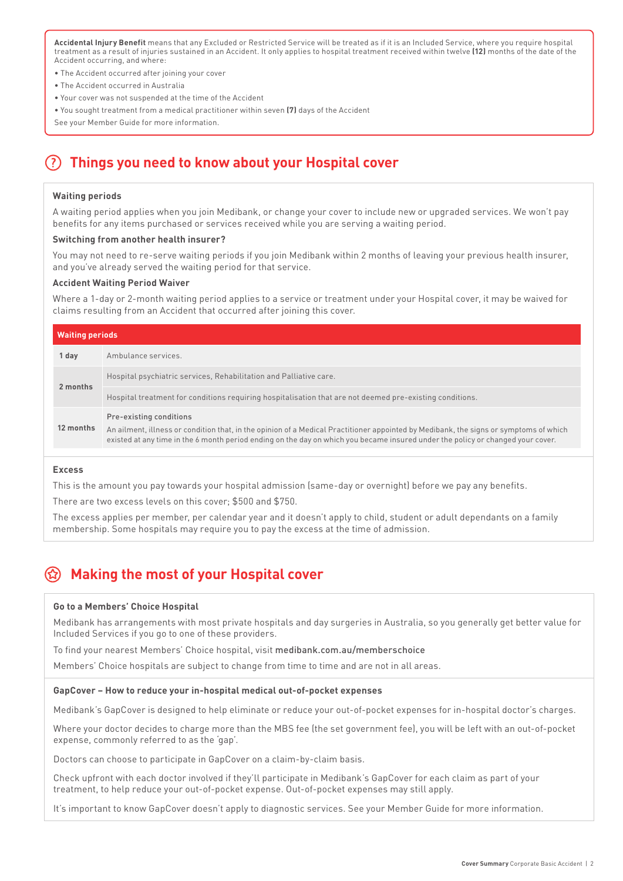**Accidental Injury Benefit** means that any Excluded or Restricted Service will be treated as if it is an Included Service, where you require hospital treatment as a result of injuries sustained in an Accident. It only applies to hospital treatment received within twelve **(12)** months of the date of the Accident occurring, and where:

- The Accident occurred after joining your cover
- The Accident occurred in Australia
- Your cover was not suspended at the time of the Accident
- You sought treatment from a medical practitioner within seven **(7)** days of the Accident

See your Member Guide for more information.

## Things you need to know about your Hospital cover

**Waiting periods**

A waiting period applies when you join Medibank, or change your cover to include new or upgraded services. We won't pay benefits for any items purchased or services received while you are serving a waiting period.

**Switching from another health insurer?**

You may not need to re-serve waiting periods if you join Medibank within 2 months of leaving your previous health insurer, and you've already served the waiting period for that service.

**Accident Waiting Period Waiver**

Where a 1-day or 2-month waiting period applies to a service or treatment under your Hospital cover, it may be waived for claims resulting from an Accident that occurred after joining this cover.

| Waiting periods | |
|---|---|
| **1 day** | Ambulance services. |
| **2 months** | Hospital psychiatric services, Rehabilitation and Palliative care. |
| | Hospital treatment for conditions requiring hospitalisation that are not deemed pre-existing conditions. |
| **12 months** | Pre-existing conditions<br>An ailment, illness or condition that, in the opinion of a Medical Practitioner appointed by Medibank, the signs or symptoms of which existed at any time in the 6 month period ending on the day on which you became insured under the policy or changed your cover. |

**Excess**

This is the amount you pay towards your hospital admission (same-day or overnight) before we pay any benefits.

There are two excess levels on this cover; $500 and $750.

The excess applies per member, per calendar year and it doesn't apply to child, student or adult dependants on a family membership. Some hospitals may require you to pay the excess at the time of admission.

## Making the most of your Hospital cover

**Go to a Members' Choice Hospital**

Medibank has arrangements with most private hospitals and day surgeries in Australia, so you generally get better value for Included Services if you go to one of these providers.

To find your nearest Members' Choice hospital, visit medibank.com.au/memberschoice

Members' Choice hospitals are subject to change from time to time and are not in all areas.

**GapCover – How to reduce your in-hospital medical out-of-pocket expenses**

Medibank's GapCover is designed to help eliminate or reduce your out-of-pocket expenses for in-hospital doctor's charges.

Where your doctor decides to charge more than the MBS fee (the set government fee), you will be left with an out-of-pocket expense, commonly referred to as the 'gap'.

Doctors can choose to participate in GapCover on a claim-by-claim basis.

Check upfront with each doctor involved if they'll participate in Medibank's GapCover for each claim as part of your treatment, to help reduce your out-of-pocket expense. Out-of-pocket expenses may still apply.

It's important to know GapCover doesn't apply to diagnostic services. See your Member Guide for more information.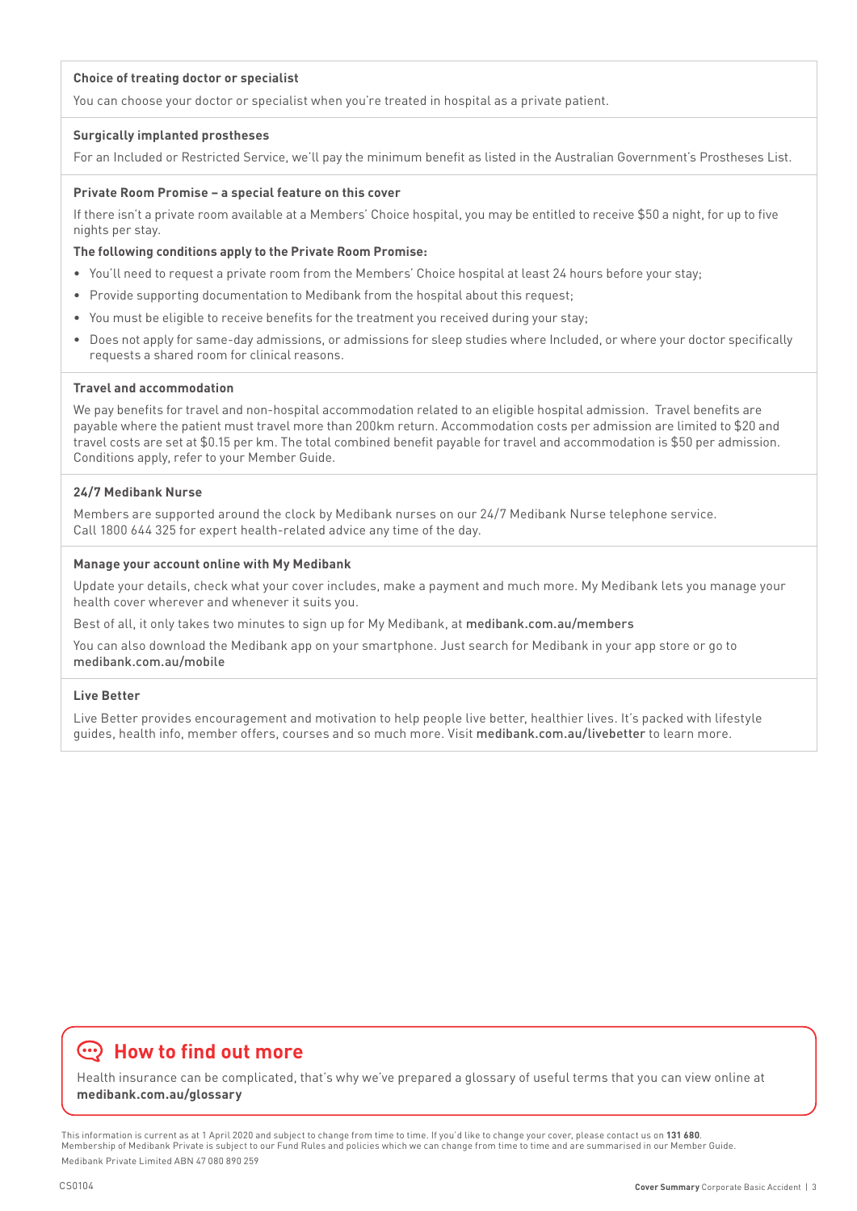### Choice of treating doctor or specialist

You can choose your doctor or specialist when you're treated in hospital as a private patient.

### Surgically implanted prostheses

For an Included or Restricted Service, we'll pay the minimum benefit as listed in the Australian Government's Prostheses List.

### Private Room Promise – a special feature on this cover

If there isn't a private room available at a Members' Choice hospital, you may be entitled to receive $50 a night, for up to five nights per stay.

**The following conditions apply to the Private Room Promise:**

- You'll need to request a private room from the Members' Choice hospital at least 24 hours before your stay;
- Provide supporting documentation to Medibank from the hospital about this request;
- You must be eligible to receive benefits for the treatment you received during your stay;
- Does not apply for same-day admissions, or admissions for sleep studies where Included, or where your doctor specifically requests a shared room for clinical reasons.

### Travel and accommodation

We pay benefits for travel and non-hospital accommodation related to an eligible hospital admission. Travel benefits are payable where the patient must travel more than 200km return. Accommodation costs per admission are limited to $20 and travel costs are set at $0.15 per km. The total combined benefit payable for travel and accommodation is $50 per admission. Conditions apply, refer to your Member Guide.

### 24/7 Medibank Nurse

Members are supported around the clock by Medibank nurses on our 24/7 Medibank Nurse telephone service. Call 1800 644 325 for expert health-related advice any time of the day.

### Manage your account online with My Medibank

Update your details, check what your cover includes, make a payment and much more. My Medibank lets you manage your health cover wherever and whenever it suits you.

Best of all, it only takes two minutes to sign up for My Medibank, at medibank.com.au/members

You can also download the Medibank app on your smartphone. Just search for Medibank in your app store or go to medibank.com.au/mobile

### Live Better

Live Better provides encouragement and motivation to help people live better, healthier lives. It's packed with lifestyle guides, health info, member offers, courses and so much more. Visit medibank.com.au/livebetter to learn more.

## How to find out more

Health insurance can be complicated, that's why we've prepared a glossary of useful terms that you can view online at **medibank.com.au/glossary**

This information is current as at 1 April 2020 and subject to change from time to time. If you'd like to change your cover, please contact us on **131 680**.
Membership of Medibank Private is subject to our Fund Rules and policies which we can change from time to time and are summarised in our Member Guide.

Medibank Private Limited ABN 47 080 890 259

CS0104